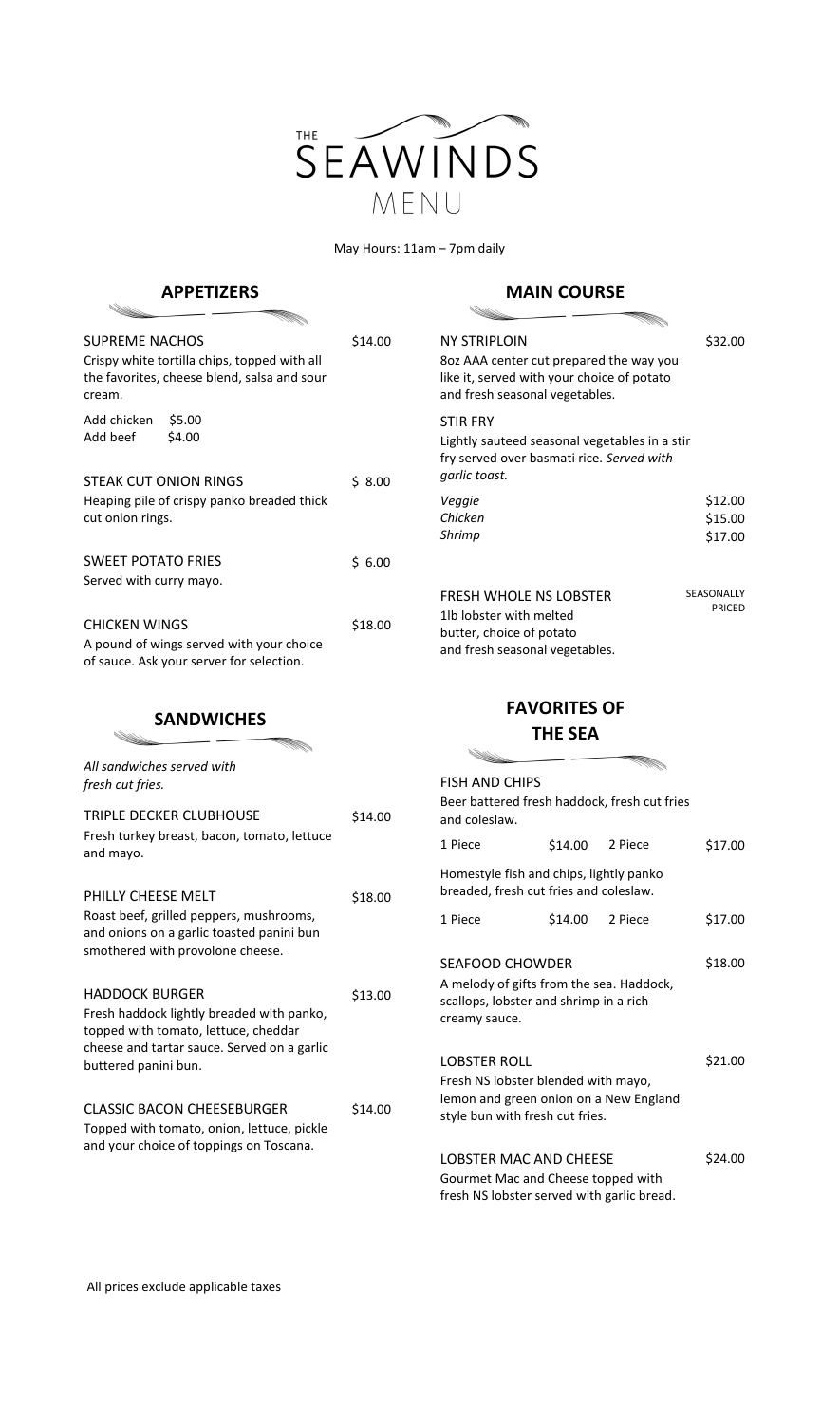# THE SEAWINDS MENU

May Hours: 11am – 7pm daily

## APPETIZERS

**SUPREME NACHOS** — $14.00
Crispy white tortilla chips, topped with all the favorites, cheese blend, salsa and sour cream.

Add chicken $5.00
Add beef $4.00

**STEAK CUT ONION RINGS** — $ 8.00
Heaping pile of crispy panko breaded thick cut onion rings.

**SWEET POTATO FRIES** — $ 6.00
Served with curry mayo.

**CHICKEN WINGS** — $18.00
A pound of wings served with your choice of sauce. Ask your server for selection.

## SANDWICHES

*All sandwiches served with fresh cut fries.*

**TRIPLE DECKER CLUBHOUSE** — $14.00
Fresh turkey breast, bacon, tomato, lettuce and mayo.

**PHILLY CHEESE MELT** — $18.00
Roast beef, grilled peppers, mushrooms, and onions on a garlic toasted panini bun smothered with provolone cheese.

**HADDOCK BURGER** — $13.00
Fresh haddock lightly breaded with panko, topped with tomato, lettuce, cheddar cheese and tartar sauce. Served on a garlic buttered panini bun.

**CLASSIC BACON CHEESEBURGER** — $14.00
Topped with tomato, onion, lettuce, pickle and your choice of toppings on Toscana.

## MAIN COURSE

**NY STRIPLOIN** — $32.00
8oz AAA center cut prepared the way you like it, served with your choice of potato and fresh seasonal vegetables.

**STIR FRY**
Lightly sauteed seasonal vegetables in a stir fry served over basmati rice. *Served with garlic toast.*

| | |
|---|---|
| *Veggie* | $12.00 |
| *Chicken* | $15.00 |
| *Shrimp* | $17.00 |

**FRESH WHOLE NS LOBSTER** — SEASONALLY PRICED
1lb lobster with melted butter, choice of potato and fresh seasonal vegetables.

## FAVORITES OF THE SEA

**FISH AND CHIPS**
Beer battered fresh haddock, fresh cut fries and coleslaw.

| | | | |
|---|---|---|---|
| 1 Piece | $14.00 | 2 Piece | $17.00 |

Homestyle fish and chips, lightly panko breaded, fresh cut fries and coleslaw.

| | | | |
|---|---|---|---|
| 1 Piece | $14.00 | 2 Piece | $17.00 |

**SEAFOOD CHOWDER** — $18.00
A melody of gifts from the sea. Haddock, scallops, lobster and shrimp in a rich creamy sauce.

**LOBSTER ROLL** — $21.00
Fresh NS lobster blended with mayo, lemon and green onion on a New England style bun with fresh cut fries.

**LOBSTER MAC AND CHEESE** — $24.00
Gourmet Mac and Cheese topped with fresh NS lobster served with garlic bread.

All prices exclude applicable taxes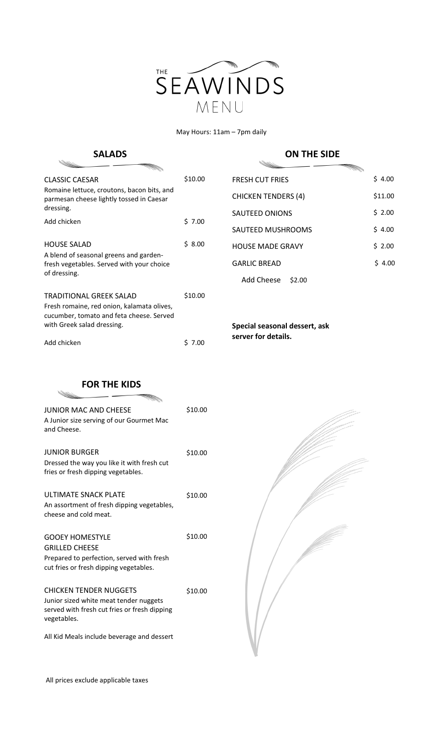# THE SEAWINDS MENU

May Hours: 11am – 7pm daily

## SALADS

| | |
|---|---|
| CLASSIC CAESAR<br>Romaine lettuce, croutons, bacon bits, and parmesan cheese lightly tossed in Caesar dressing. | $10.00 |
| Add chicken | $ 7.00 |
| HOUSE SALAD<br>A blend of seasonal greens and garden-fresh vegetables. Served with your choice of dressing. | $ 8.00 |
| TRADITIONAL GREEK SALAD<br>Fresh romaine, red onion, kalamata olives, cucumber, tomato and feta cheese. Served with Greek salad dressing. | $10.00 |
| Add chicken | $ 7.00 |

## ON THE SIDE

| | |
|---|---|
| FRESH CUT FRIES | $ 4.00 |
| CHICKEN TENDERS (4) | $11.00 |
| SAUTEED ONIONS | $ 2.00 |
| SAUTEED MUSHROOMS | $ 4.00 |
| HOUSE MADE GRAVY | $ 2.00 |
| GARLIC BREAD | $ 4.00 |
| Add Cheese $2.00 | |

**Special seasonal dessert, ask server for details.**

## FOR THE KIDS

| | |
|---|---|
| JUNIOR MAC AND CHEESE<br>A Junior size serving of our Gourmet Mac and Cheese. | $10.00 |
| JUNIOR BURGER<br>Dressed the way you like it with fresh cut fries or fresh dipping vegetables. | $10.00 |
| ULTIMATE SNACK PLATE<br>An assortment of fresh dipping vegetables, cheese and cold meat. | $10.00 |
| GOOEY HOMESTYLE GRILLED CHEESE<br>Prepared to perfection, served with fresh cut fries or fresh dipping vegetables. | $10.00 |
| CHICKEN TENDER NUGGETS<br>Junior sized white meat tender nuggets served with fresh cut fries or fresh dipping vegetables. | $10.00 |

All Kid Meals include beverage and dessert

All prices exclude applicable taxes